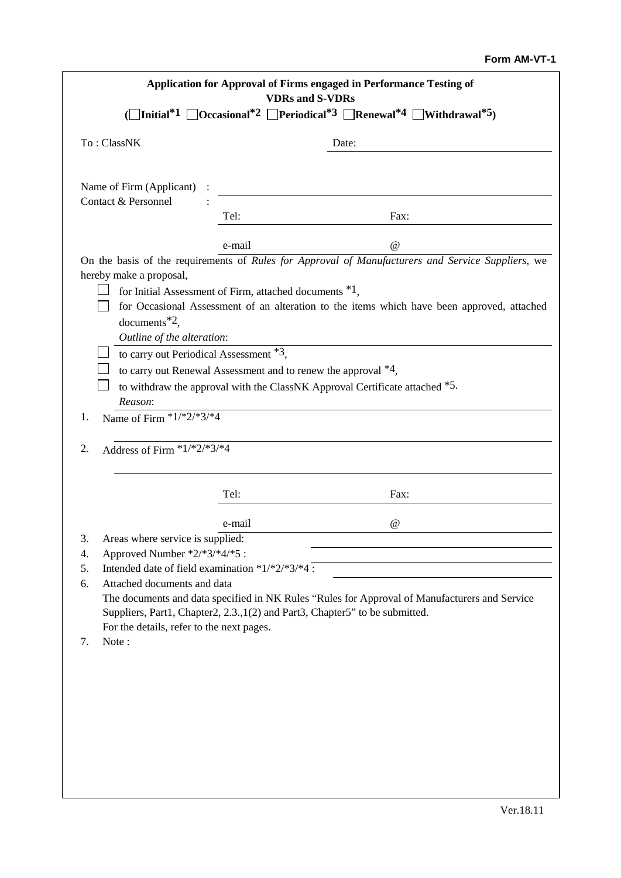**Form AM-VT-1**

**Application for Approval of Firms engaged in Performance Testing of VDRs and S-VDRs**

**(☐Initial\*1 ☐Occasional\*2 ☐Periodical\*3 ☐Renewal\*4 ☐Withdrawal\*5)**

To : ClassNK

Date: \_\_\_\_\_\_\_\_\_\_\_\_\_\_\_\_\_\_\_\_

Name of Firm (Applicant) : \_\_\_\_\_\_\_\_\_\_\_\_\_\_\_\_\_\_\_\_

Contact & Personnel :

Tel: \_\_\_\_\_\_\_\_\_\_ Fax: \_\_\_\_\_\_\_\_\_\_

e-mail \_\_\_\_\_\_\_\_\_\_ @ \_\_\_\_\_\_\_\_\_\_

On the basis of the requirements of *Rules for Approval of Manufacturers and Service Suppliers*, we hereby make a proposal,

- ☐ for Initial Assessment of Firm, attached documents \*1,
- ☐ for Occasional Assessment of an alteration to the items which have been approved, attached documents\*2,
  *Outline of the alteration*: \_\_\_\_\_\_\_\_\_\_\_\_\_\_\_\_\_\_\_\_
- ☐ to carry out Periodical Assessment \*3,
- ☐ to carry out Renewal Assessment and to renew the approval \*4,
- ☐ to withdraw the approval with the ClassNK Approval Certificate attached \*5.
  *Reason*: \_\_\_\_\_\_\_\_\_\_\_\_\_\_\_\_\_\_\_\_

1. Name of Firm \*1/\*2/\*3/\*4

   \_\_\_\_\_\_\_\_\_\_\_\_\_\_\_\_\_\_\_\_

2. Address of Firm \*1/\*2/\*3/\*4

   \_\_\_\_\_\_\_\_\_\_\_\_\_\_\_\_\_\_\_\_

   Tel: \_\_\_\_\_\_\_\_\_\_ Fax: \_\_\_\_\_\_\_\_\_\_

   e-mail \_\_\_\_\_\_\_\_\_\_ @ \_\_\_\_\_\_\_\_\_\_

3. Areas where service is supplied: \_\_\_\_\_\_\_\_\_\_\_\_\_\_\_\_\_\_\_\_
4. Approved Number \*2/\*3/\*4/\*5 : \_\_\_\_\_\_\_\_\_\_\_\_\_\_\_\_\_\_\_\_
5. Intended date of field examination \*1/\*2/\*3/\*4 : \_\_\_\_\_\_\_\_\_\_\_\_\_\_\_\_\_\_\_\_
6. Attached documents and data
   The documents and data specified in NK Rules "Rules for Approval of Manufacturers and Service Suppliers, Part1, Chapter2, 2.3.,1(2) and Part3, Chapter5" to be submitted.
   For the details, refer to the next pages.
7. Note :

Ver.18.11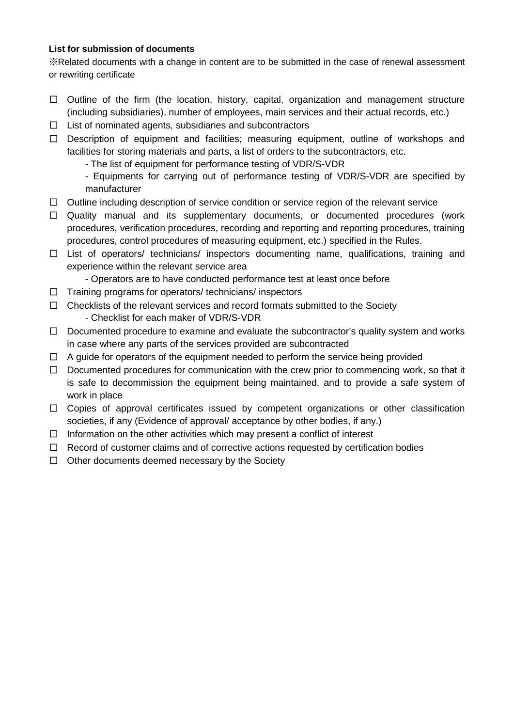**List for submission of documents**

※Related documents with a change in content are to be submitted in the case of renewal assessment or rewriting certificate

- ☐ Outline of the firm (the location, history, capital, organization and management structure (including subsidiaries), number of employees, main services and their actual records, etc.)
- ☐ List of nominated agents, subsidiaries and subcontractors
- ☐ Description of equipment and facilities; measuring equipment, outline of workshops and facilities for storing materials and parts, a list of orders to the subcontractors, etc.
  - The list of equipment for performance testing of VDR/S-VDR
  - Equipments for carrying out of performance testing of VDR/S-VDR are specified by manufacturer
- ☐ Outline including description of service condition or service region of the relevant service
- ☐ Quality manual and its supplementary documents, or documented procedures (work procedures, verification procedures, recording and reporting and reporting procedures, training procedures, control procedures of measuring equipment, etc.) specified in the Rules.
- ☐ List of operators/ technicians/ inspectors documenting name, qualifications, training and experience within the relevant service area
  - Operators are to have conducted performance test at least once before
- ☐ Training programs for operators/ technicians/ inspectors
- ☐ Checklists of the relevant services and record formats submitted to the Society
  - Checklist for each maker of VDR/S-VDR
- ☐ Documented procedure to examine and evaluate the subcontractor's quality system and works in case where any parts of the services provided are subcontracted
- ☐ A guide for operators of the equipment needed to perform the service being provided
- ☐ Documented procedures for communication with the crew prior to commencing work, so that it is safe to decommission the equipment being maintained, and to provide a safe system of work in place
- ☐ Copies of approval certificates issued by competent organizations or other classification societies, if any (Evidence of approval/ acceptance by other bodies, if any.)
- ☐ Information on the other activities which may present a conflict of interest
- ☐ Record of customer claims and of corrective actions requested by certification bodies
- ☐ Other documents deemed necessary by the Society